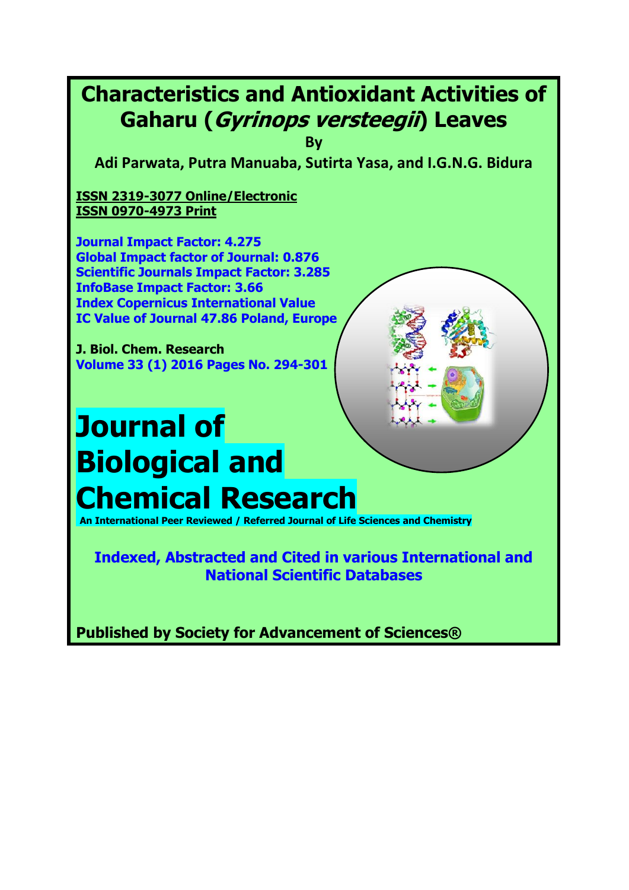# Characteristics and Antioxidant Activities of Gaharu (*Gyrinops versteegii*) Leaves

**By**

**Adi Parwata, Putra Manuaba, Sutirta Yasa, and I.G.N.G. Bidura**

**ISSN 2319-3077 Online/Electronic**
**ISSN 0970-4973 Print**

**Journal Impact Factor: 4.275**
**Global Impact factor of Journal: 0.876**
**Scientific Journals Impact Factor: 3.285**
**InfoBase Impact Factor: 3.66**
**Index Copernicus International Value**
**IC Value of Journal 47.86 Poland, Europe**

**J. Biol. Chem. Research**
**Volume 33 (1) 2016 Pages No. 294-301**

# Journal of Biological and Chemical Research

**An International Peer Reviewed / Referred Journal of Life Sciences and Chemistry**

**Indexed, Abstracted and Cited in various International and National Scientific Databases**

**Published by Society for Advancement of Sciences®**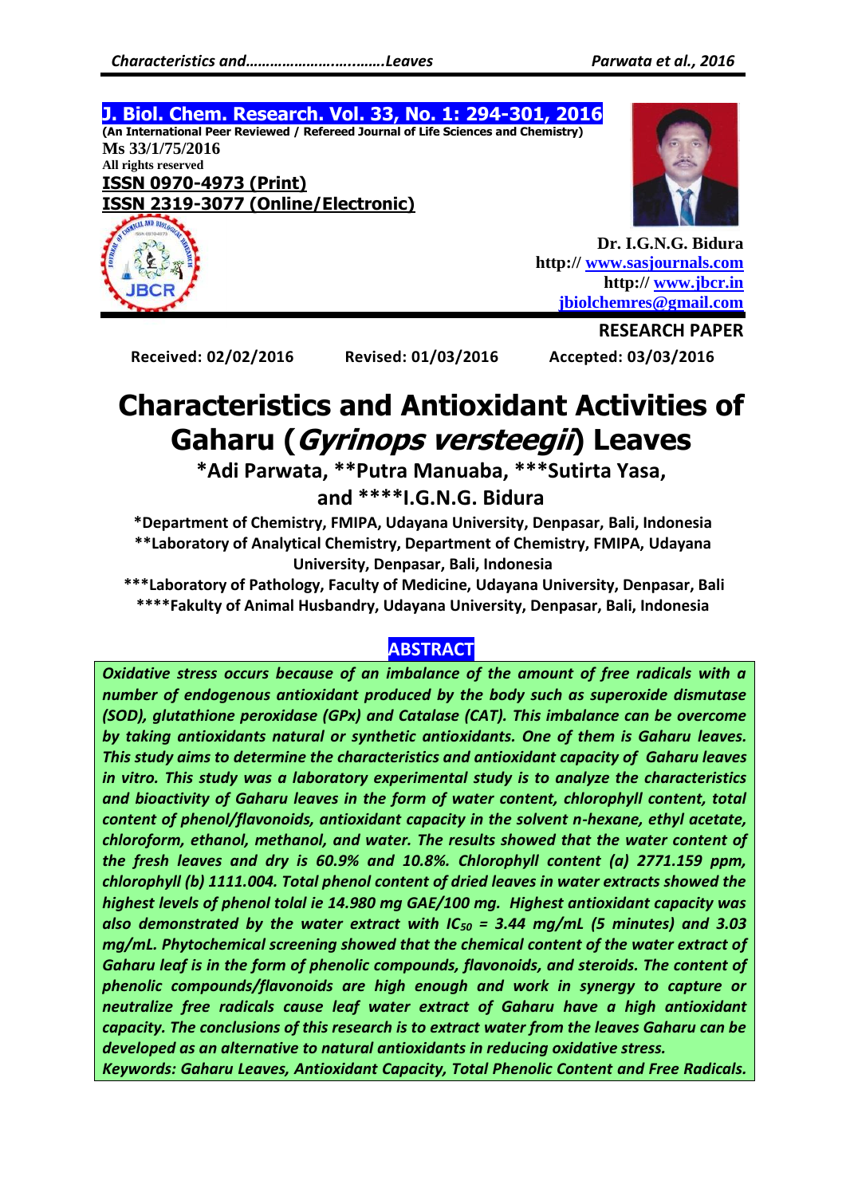J. Biol. Chem. Research. Vol. 33, No. 1: 294-301, 2016

(An International Peer Reviewed / Refereed Journal of Life Sciences and Chemistry)

Ms 33/1/75/2016

All rights reserved

ISSN 0970-4973 (Print)

ISSN 2319-3077 (Online/Electronic)

Dr. I.G.N.G. Bidura

http:// www.sasjournals.com

http:// www.jbcr.in

jbiolchemres@gmail.com

RESEARCH PAPER

Received: 02/02/2016 Revised: 01/03/2016 Accepted: 03/03/2016

# Characteristics and Antioxidant Activities of Gaharu (*Gyrinops versteegii*) Leaves

**\*Adi Parwata, \*\*Putra Manuaba, \*\*\*Sutirta Yasa, and \*\*\*\*I.G.N.G. Bidura**

\*Department of Chemistry, FMIPA, Udayana University, Denpasar, Bali, Indonesia

\*\*Laboratory of Analytical Chemistry, Department of Chemistry, FMIPA, Udayana University, Denpasar, Bali, Indonesia

\*\*\*Laboratory of Pathology, Faculty of Medicine, Udayana University, Denpasar, Bali

\*\*\*\*Fakulty of Animal Husbandry, Udayana University, Denpasar, Bali, Indonesia

## ABSTRACT

*Oxidative stress occurs because of an imbalance of the amount of free radicals with a number of endogenous antioxidant produced by the body such as superoxide dismutase (SOD), glutathione peroxidase (GPx) and Catalase (CAT). This imbalance can be overcome by taking antioxidants natural or synthetic antioxidants. One of them is Gaharu leaves. This study aims to determine the characteristics and antioxidant capacity of Gaharu leaves in vitro. This study was a laboratory experimental study is to analyze the characteristics and bioactivity of Gaharu leaves in the form of water content, chlorophyll content, total content of phenol/flavonoids, antioxidant capacity in the solvent n-hexane, ethyl acetate, chloroform, ethanol, methanol, and water. The results showed that the water content of the fresh leaves and dry is 60.9% and 10.8%. Chlorophyll content (a) 2771.159 ppm, chlorophyll (b) 1111.004. Total phenol content of dried leaves in water extracts showed the highest levels of phenol tolal ie 14.980 mg GAE/100 mg. Highest antioxidant capacity was also demonstrated by the water extract with $IC_{50}$ = 3.44 mg/mL (5 minutes) and 3.03 mg/mL. Phytochemical screening showed that the chemical content of the water extract of Gaharu leaf is in the form of phenolic compounds, flavonoids, and steroids. The content of phenolic compounds/flavonoids are high enough and work in synergy to capture or neutralize free radicals cause leaf water extract of Gaharu have a high antioxidant capacity. The conclusions of this research is to extract water from the leaves Gaharu can be developed as an alternative to natural antioxidants in reducing oxidative stress.*

*Keywords: Gaharu Leaves, Antioxidant Capacity, Total Phenolic Content and Free Radicals.*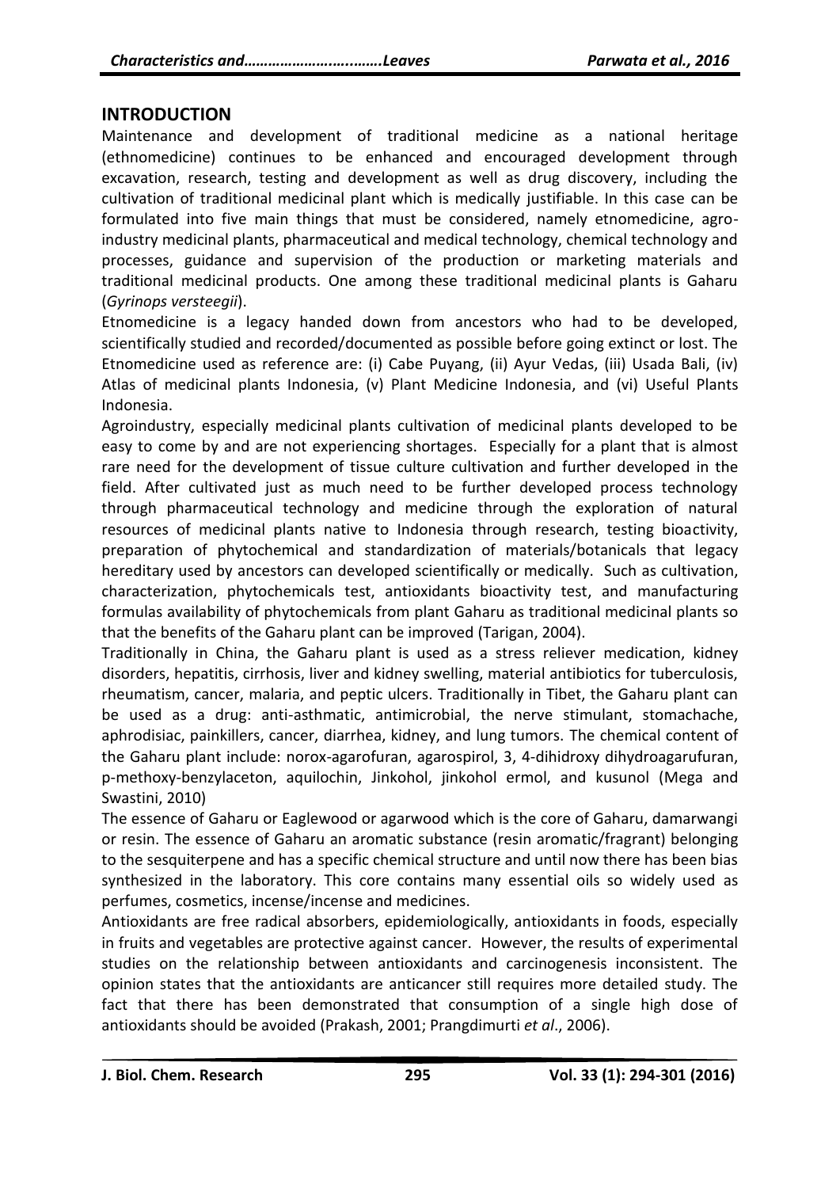## INTRODUCTION

Maintenance and development of traditional medicine as a national heritage (ethnomedicine) continues to be enhanced and encouraged development through excavation, research, testing and development as well as drug discovery, including the cultivation of traditional medicinal plant which is medically justifiable. In this case can be formulated into five main things that must be considered, namely etnomedicine, agro-industry medicinal plants, pharmaceutical and medical technology, chemical technology and processes, guidance and supervision of the production or marketing materials and traditional medicinal products. One among these traditional medicinal plants is Gaharu (*Gyrinops versteegii*).

Etnomedicine is a legacy handed down from ancestors who had to be developed, scientifically studied and recorded/documented as possible before going extinct or lost. The Etnomedicine used as reference are: (i) Cabe Puyang, (ii) Ayur Vedas, (iii) Usada Bali, (iv) Atlas of medicinal plants Indonesia, (v) Plant Medicine Indonesia, and (vi) Useful Plants Indonesia.

Agroindustry, especially medicinal plants cultivation of medicinal plants developed to be easy to come by and are not experiencing shortages. Especially for a plant that is almost rare need for the development of tissue culture cultivation and further developed in the field. After cultivated just as much need to be further developed process technology through pharmaceutical technology and medicine through the exploration of natural resources of medicinal plants native to Indonesia through research, testing bioactivity, preparation of phytochemical and standardization of materials/botanicals that legacy hereditary used by ancestors can developed scientifically or medically. Such as cultivation, characterization, phytochemicals test, antioxidants bioactivity test, and manufacturing formulas availability of phytochemicals from plant Gaharu as traditional medicinal plants so that the benefits of the Gaharu plant can be improved (Tarigan, 2004).

Traditionally in China, the Gaharu plant is used as a stress reliever medication, kidney disorders, hepatitis, cirrhosis, liver and kidney swelling, material antibiotics for tuberculosis, rheumatism, cancer, malaria, and peptic ulcers. Traditionally in Tibet, the Gaharu plant can be used as a drug: anti-asthmatic, antimicrobial, the nerve stimulant, stomachache, aphrodisiac, painkillers, cancer, diarrhea, kidney, and lung tumors. The chemical content of the Gaharu plant include: norox-agarofuran, agarospirol, 3, 4-dihidroxy dihydroagarufuran, p-methoxy-benzylaceton, aquilochin, Jinkohol, jinkohol ermol, and kusunol (Mega and Swastini, 2010)

The essence of Gaharu or Eaglewood or agarwood which is the core of Gaharu, damarwangi or resin. The essence of Gaharu an aromatic substance (resin aromatic/fragrant) belonging to the sesquiterpene and has a specific chemical structure and until now there has been bias synthesized in the laboratory. This core contains many essential oils so widely used as perfumes, cosmetics, incense/incense and medicines.

Antioxidants are free radical absorbers, epidemiologically, antioxidants in foods, especially in fruits and vegetables are protective against cancer. However, the results of experimental studies on the relationship between antioxidants and carcinogenesis inconsistent. The opinion states that the antioxidants are anticancer still requires more detailed study. The fact that there has been demonstrated that consumption of a single high dose of antioxidants should be avoided (Prakash, 2001; Prangdimurti *et al*., 2006).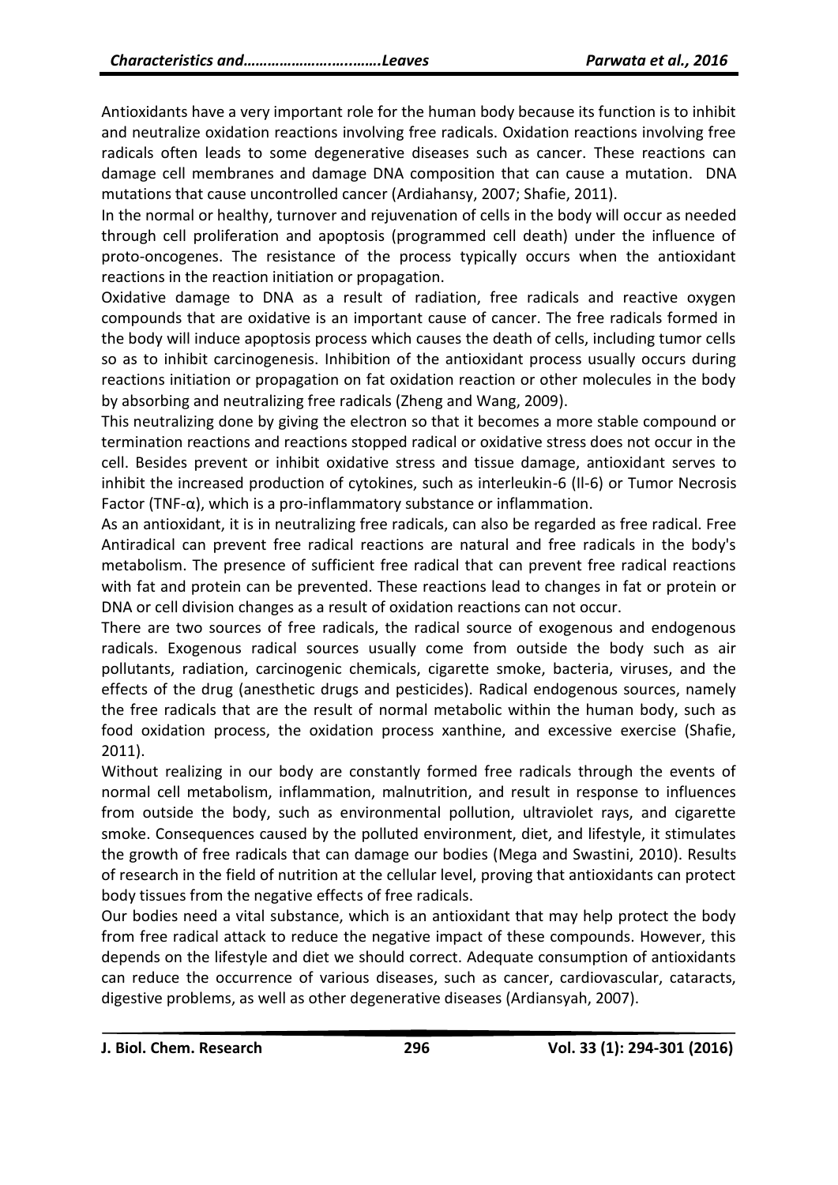Antioxidants have a very important role for the human body because its function is to inhibit and neutralize oxidation reactions involving free radicals. Oxidation reactions involving free radicals often leads to some degenerative diseases such as cancer. These reactions can damage cell membranes and damage DNA composition that can cause a mutation. DNA mutations that cause uncontrolled cancer (Ardiahansy, 2007; Shafie, 2011).

In the normal or healthy, turnover and rejuvenation of cells in the body will occur as needed through cell proliferation and apoptosis (programmed cell death) under the influence of proto-oncogenes. The resistance of the process typically occurs when the antioxidant reactions in the reaction initiation or propagation.

Oxidative damage to DNA as a result of radiation, free radicals and reactive oxygen compounds that are oxidative is an important cause of cancer. The free radicals formed in the body will induce apoptosis process which causes the death of cells, including tumor cells so as to inhibit carcinogenesis. Inhibition of the antioxidant process usually occurs during reactions initiation or propagation on fat oxidation reaction or other molecules in the body by absorbing and neutralizing free radicals (Zheng and Wang, 2009).

This neutralizing done by giving the electron so that it becomes a more stable compound or termination reactions and reactions stopped radical or oxidative stress does not occur in the cell. Besides prevent or inhibit oxidative stress and tissue damage, antioxidant serves to inhibit the increased production of cytokines, such as interleukin-6 (Il-6) or Tumor Necrosis Factor (TNF-α), which is a pro-inflammatory substance or inflammation.

As an antioxidant, it is in neutralizing free radicals, can also be regarded as free radical. Free Antiradical can prevent free radical reactions are natural and free radicals in the body's metabolism. The presence of sufficient free radical that can prevent free radical reactions with fat and protein can be prevented. These reactions lead to changes in fat or protein or DNA or cell division changes as a result of oxidation reactions can not occur.

There are two sources of free radicals, the radical source of exogenous and endogenous radicals. Exogenous radical sources usually come from outside the body such as air pollutants, radiation, carcinogenic chemicals, cigarette smoke, bacteria, viruses, and the effects of the drug (anesthetic drugs and pesticides). Radical endogenous sources, namely the free radicals that are the result of normal metabolic within the human body, such as food oxidation process, the oxidation process xanthine, and excessive exercise (Shafie, 2011).

Without realizing in our body are constantly formed free radicals through the events of normal cell metabolism, inflammation, malnutrition, and result in response to influences from outside the body, such as environmental pollution, ultraviolet rays, and cigarette smoke. Consequences caused by the polluted environment, diet, and lifestyle, it stimulates the growth of free radicals that can damage our bodies (Mega and Swastini, 2010). Results of research in the field of nutrition at the cellular level, proving that antioxidants can protect body tissues from the negative effects of free radicals.

Our bodies need a vital substance, which is an antioxidant that may help protect the body from free radical attack to reduce the negative impact of these compounds. However, this depends on the lifestyle and diet we should correct. Adequate consumption of antioxidants can reduce the occurrence of various diseases, such as cancer, cardiovascular, cataracts, digestive problems, as well as other degenerative diseases (Ardiansyah, 2007).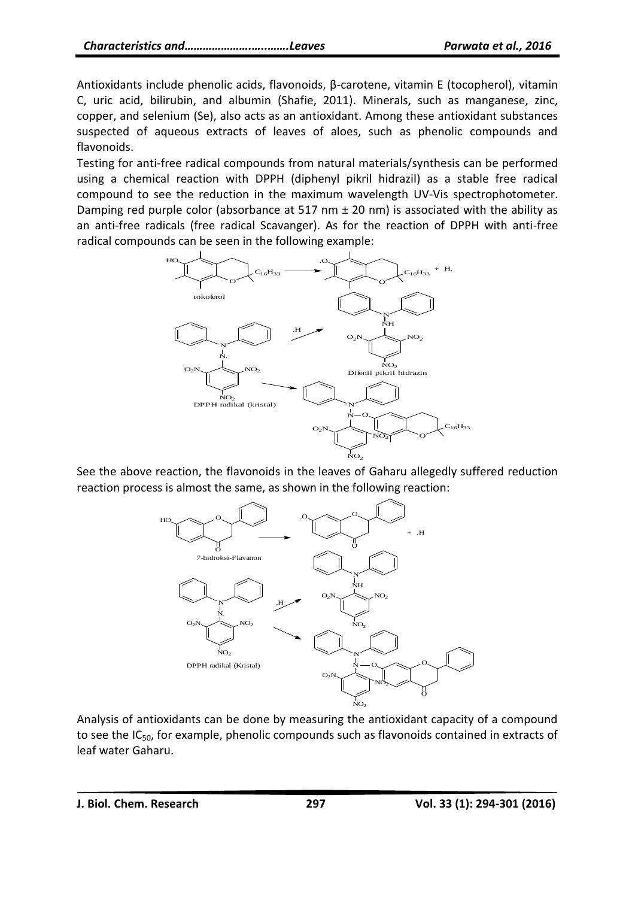Antioxidants include phenolic acids, flavonoids, β-carotene, vitamin E (tocopherol), vitamin C, uric acid, bilirubin, and albumin (Shafie, 2011). Minerals, such as manganese, zinc, copper, and selenium (Se), also acts as an antioxidant. Among these antioxidant substances suspected of aqueous extracts of leaves of aloes, such as phenolic compounds and flavonoids.

Testing for anti-free radical compounds from natural materials/synthesis can be performed using a chemical reaction with DPPH (diphenyl pikril hidrazil) as a stable free radical compound to see the reduction in the maximum wavelength UV-Vis spectrophotometer. Damping red purple color (absorbance at 517 nm ± 20 nm) is associated with the ability as an anti-free radicals (free radical Scavanger). As for the reaction of DPPH with anti-free radical compounds can be seen in the following example:

See the above reaction, the flavonoids in the leaves of Gaharu allegedly suffered reduction reaction process is almost the same, as shown in the following reaction:

Analysis of antioxidants can be done by measuring the antioxidant capacity of a compound to see the $IC_{50}$, for example, phenolic compounds such as flavonoids contained in extracts of leaf water Gaharu.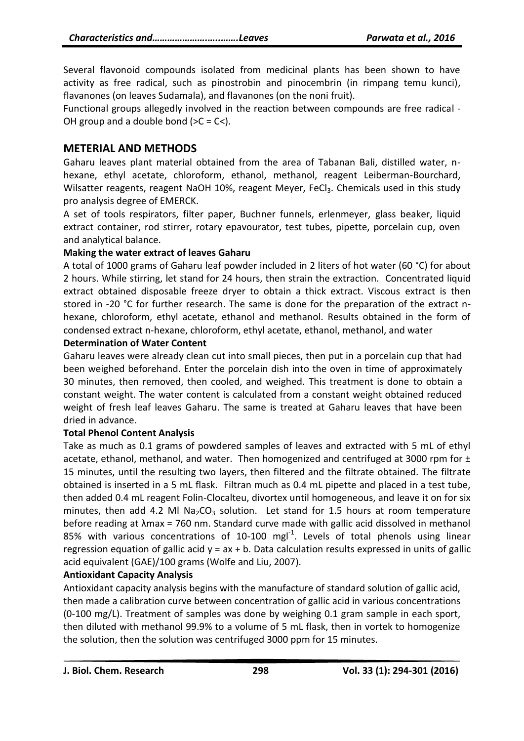Several flavonoid compounds isolated from medicinal plants has been shown to have activity as free radical, such as pinostrobin and pinocembrin (in rimpang temu kunci), flavanones (on leaves Sudamala), and flavanones (on the noni fruit).

Functional groups allegedly involved in the reaction between compounds are free radical -OH group and a double bond (>C = C<).

## METERIAL AND METHODS

Gaharu leaves plant material obtained from the area of Tabanan Bali, distilled water, n-hexane, ethyl acetate, chloroform, ethanol, methanol, reagent Leiberman-Bourchard, Wilsatter reagents, reagent NaOH 10%, reagent Meyer, $FeCl_3$. Chemicals used in this study pro analysis degree of EMERCK.

A set of tools respirators, filter paper, Buchner funnels, erlenmeyer, glass beaker, liquid extract container, rod stirrer, rotary epavourator, test tubes, pipette, porcelain cup, oven and analytical balance.

**Making the water extract of leaves Gaharu**

A total of 1000 grams of Gaharu leaf powder included in 2 liters of hot water (60 °C) for about 2 hours. While stirring, let stand for 24 hours, then strain the extraction. Concentrated liquid extract obtained disposable freeze dryer to obtain a thick extract. Viscous extract is then stored in -20 °C for further research. The same is done for the preparation of the extract n-hexane, chloroform, ethyl acetate, ethanol and methanol. Results obtained in the form of condensed extract n-hexane, chloroform, ethyl acetate, ethanol, methanol, and water

**Determination of Water Content**

Gaharu leaves were already clean cut into small pieces, then put in a porcelain cup that had been weighed beforehand. Enter the porcelain dish into the oven in time of approximately 30 minutes, then removed, then cooled, and weighed. This treatment is done to obtain a constant weight. The water content is calculated from a constant weight obtained reduced weight of fresh leaf leaves Gaharu. The same is treated at Gaharu leaves that have been dried in advance.

**Total Phenol Content Analysis**

Take as much as 0.1 grams of powdered samples of leaves and extracted with 5 mL of ethyl acetate, ethanol, methanol, and water. Then homogenized and centrifuged at 3000 rpm for ± 15 minutes, until the resulting two layers, then filtered and the filtrate obtained. The filtrate obtained is inserted in a 5 mL flask. Filtran much as 0.4 mL pipette and placed in a test tube, then added 0.4 mL reagent Folin-Clocalteu, divortex until homogeneous, and leave it on for six minutes, then add 4.2 Ml $Na_2CO_3$ solution. Let stand for 1.5 hours at room temperature before reading at λmax = 760 nm. Standard curve made with gallic acid dissolved in methanol 85% with various concentrations of 10-100 $mgl^{-1}$. Levels of total phenols using linear regression equation of gallic acid $y = ax + b$. Data calculation results expressed in units of gallic acid equivalent (GAE)/100 grams (Wolfe and Liu, 2007).

**Antioxidant Capacity Analysis**

Antioxidant capacity analysis begins with the manufacture of standard solution of gallic acid, then made a calibration curve between concentration of gallic acid in various concentrations (0-100 mg/L). Treatment of samples was done by weighing 0.1 gram sample in each sport, then diluted with methanol 99.9% to a volume of 5 mL flask, then in vortek to homogenize the solution, then the solution was centrifuged 3000 ppm for 15 minutes.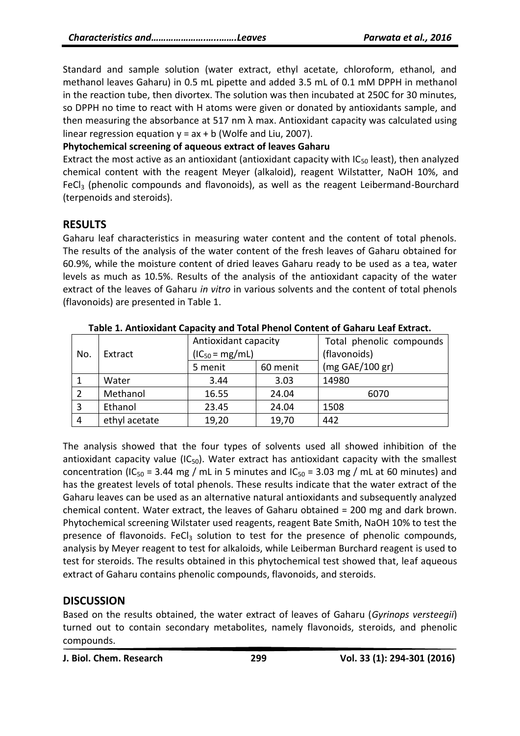Standard and sample solution (water extract, ethyl acetate, chloroform, ethanol, and methanol leaves Gaharu) in 0.5 mL pipette and added 3.5 mL of 0.1 mM DPPH in methanol in the reaction tube, then divortex. The solution was then incubated at 250C for 30 minutes, so DPPH no time to react with H atoms were given or donated by antioxidants sample, and then measuring the absorbance at 517 nm λ max. Antioxidant capacity was calculated using linear regression equation $y = ax + b$ (Wolfe and Liu, 2007).

**Phytochemical screening of aqueous extract of leaves Gaharu**

Extract the most active as an antioxidant (antioxidant capacity with $IC_{50}$ least), then analyzed chemical content with the reagent Meyer (alkaloid), reagent Wilstatter, NaOH 10%, and $FeCl_3$ (phenolic compounds and flavonoids), as well as the reagent Leibermand-Bourchard (terpenoids and steroids).

## RESULTS

Gaharu leaf characteristics in measuring water content and the content of total phenols. The results of the analysis of the water content of the fresh leaves of Gaharu obtained for 60.9%, while the moisture content of dried leaves Gaharu ready to be used as a tea, water levels as much as 10.5%. Results of the analysis of the antioxidant capacity of the water extract of the leaves of Gaharu *in vitro* in various solvents and the content of total phenols (flavonoids) are presented in Table 1.

**Table 1. Antioxidant Capacity and Total Phenol Content of Gaharu Leaf Extract.**

| No. | Extract | Antioxidant capacity ($IC_{50}$ = mg/mL) | | Total phenolic compounds (flavonoids) |
|---|---|---|---|---|
| | | 5 menit | 60 menit | (mg GAE/100 gr) |
| 1 | Water | 3.44 | 3.03 | 14980 |
| 2 | Methanol | 16.55 | 24.04 | 6070 |
| 3 | Ethanol | 23.45 | 24.04 | 1508 |
| 4 | ethyl acetate | 19,20 | 19,70 | 442 |

The analysis showed that the four types of solvents used all showed inhibition of the antioxidant capacity value ($IC_{50}$). Water extract has antioxidant capacity with the smallest concentration ($IC_{50}$ = 3.44 mg / mL in 5 minutes and $IC_{50}$ = 3.03 mg / mL at 60 minutes) and has the greatest levels of total phenols. These results indicate that the water extract of the Gaharu leaves can be used as an alternative natural antioxidants and subsequently analyzed chemical content. Water extract, the leaves of Gaharu obtained = 200 mg and dark brown. Phytochemical screening Wilstater used reagents, reagent Bate Smith, NaOH 10% to test the presence of flavonoids. $FeCl_3$ solution to test for the presence of phenolic compounds, analysis by Meyer reagent to test for alkaloids, while Leiberman Burchard reagent is used to test for steroids. The results obtained in this phytochemical test showed that, leaf aqueous extract of Gaharu contains phenolic compounds, flavonoids, and steroids.

## DISCUSSION

Based on the results obtained, the water extract of leaves of Gaharu (*Gyrinops versteegii*) turned out to contain secondary metabolites, namely flavonoids, steroids, and phenolic compounds.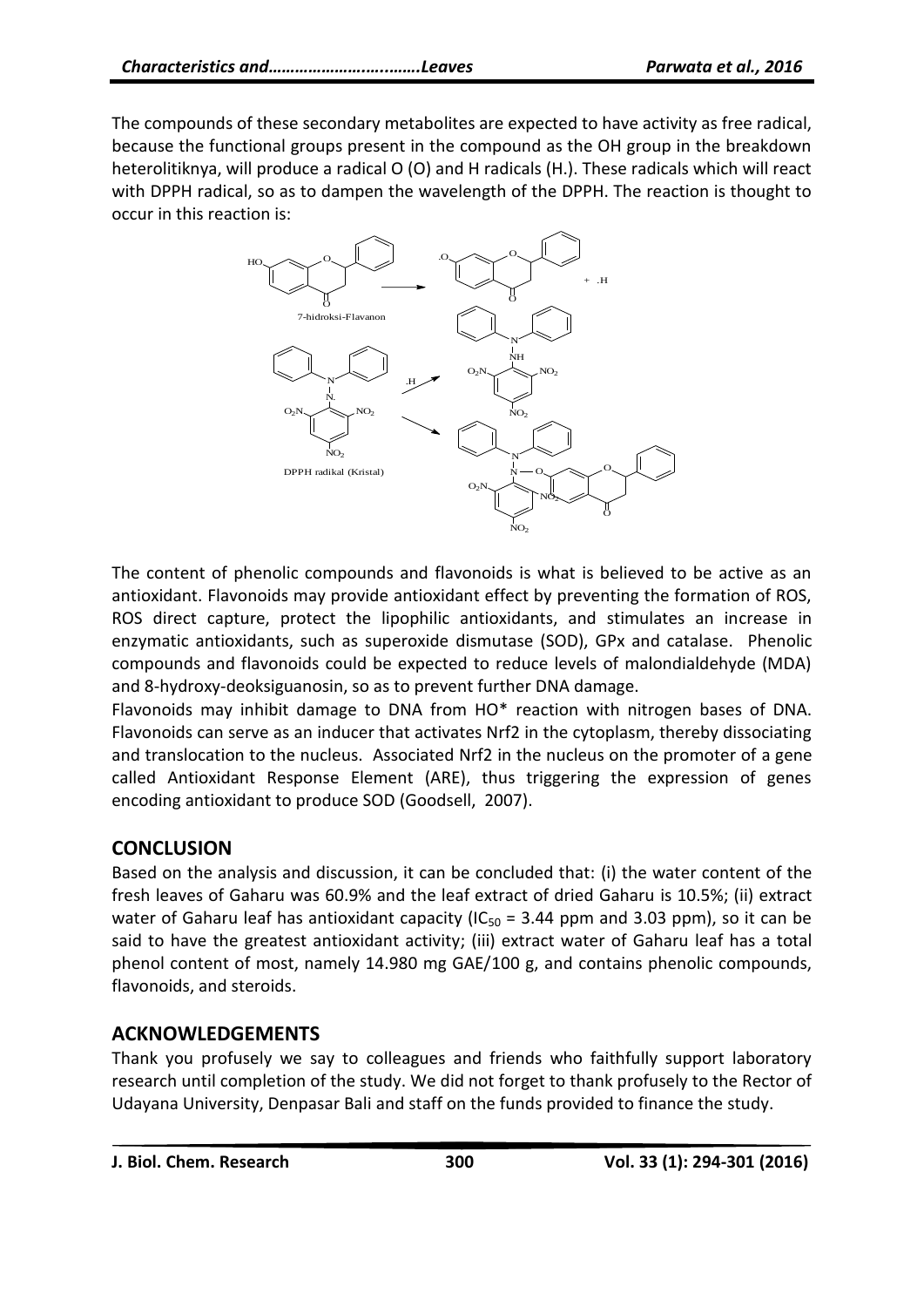The compounds of these secondary metabolites are expected to have activity as free radical, because the functional groups present in the compound as the OH group in the breakdown heterolitiknya, will produce a radical O (O) and H radicals (H.). These radicals which will react with DPPH radical, so as to dampen the wavelength of the DPPH. The reaction is thought to occur in this reaction is:

7-hidroksi-Flavanon

DPPH radikal (Kristal)

The content of phenolic compounds and flavonoids is what is believed to be active as an antioxidant. Flavonoids may provide antioxidant effect by preventing the formation of ROS, ROS direct capture, protect the lipophilic antioxidants, and stimulates an increase in enzymatic antioxidants, such as superoxide dismutase (SOD), GPx and catalase. Phenolic compounds and flavonoids could be expected to reduce levels of malondialdehyde (MDA) and 8-hydroxy-deoksiguanosin, so as to prevent further DNA damage.

Flavonoids may inhibit damage to DNA from HO* reaction with nitrogen bases of DNA. Flavonoids can serve as an inducer that activates Nrf2 in the cytoplasm, thereby dissociating and translocation to the nucleus. Associated Nrf2 in the nucleus on the promoter of a gene called Antioxidant Response Element (ARE), thus triggering the expression of genes encoding antioxidant to produce SOD (Goodsell, 2007).

## CONCLUSION

Based on the analysis and discussion, it can be concluded that: (i) the water content of the fresh leaves of Gaharu was 60.9% and the leaf extract of dried Gaharu is 10.5%; (ii) extract water of Gaharu leaf has antioxidant capacity ($IC_{50}$ = 3.44 ppm and 3.03 ppm), so it can be said to have the greatest antioxidant activity; (iii) extract water of Gaharu leaf has a total phenol content of most, namely 14.980 mg GAE/100 g, and contains phenolic compounds, flavonoids, and steroids.

## ACKNOWLEDGEMENTS

Thank you profusely we say to colleagues and friends who faithfully support laboratory research until completion of the study. We did not forget to thank profusely to the Rector of Udayana University, Denpasar Bali and staff on the funds provided to finance the study.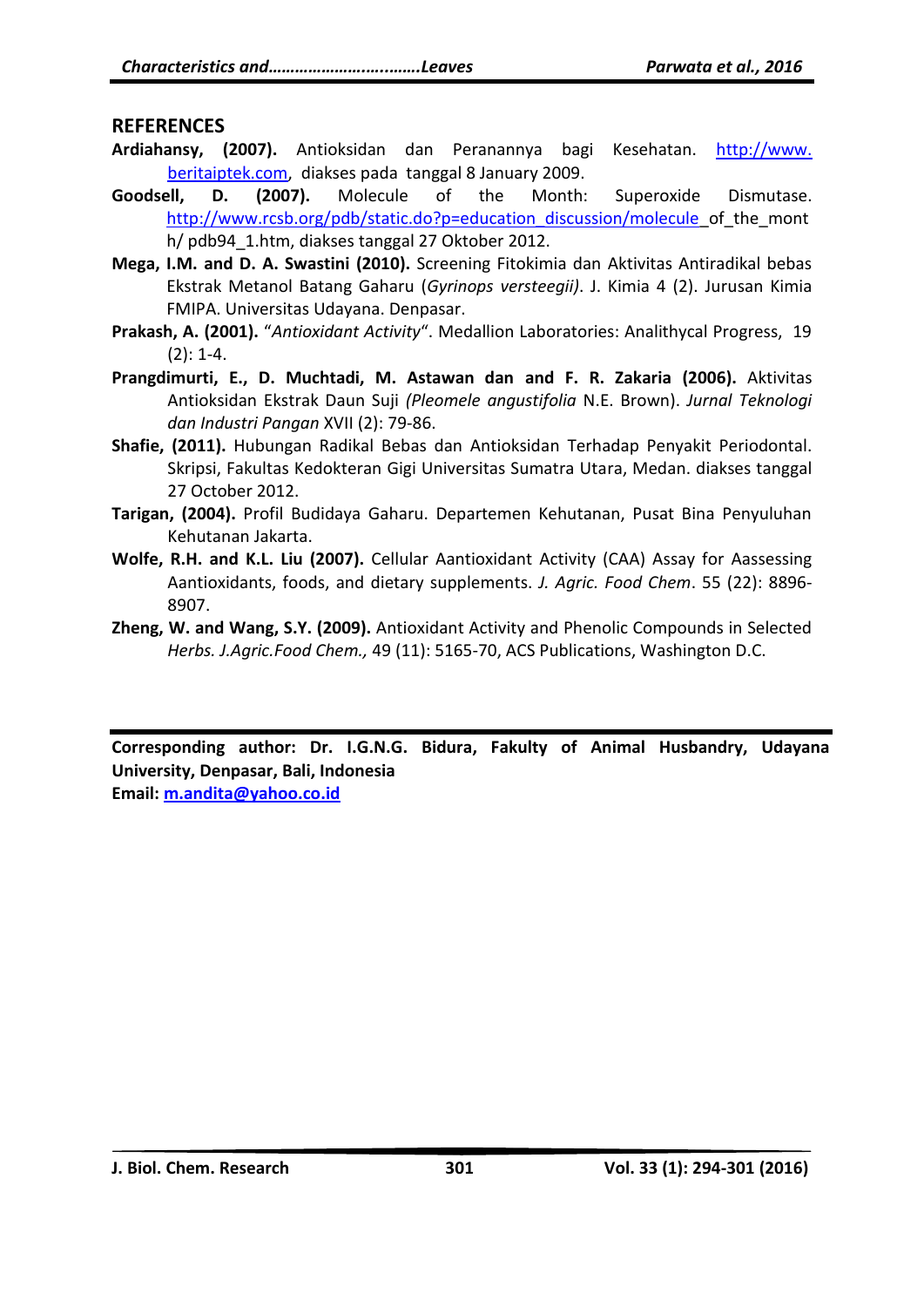## REFERENCES

**Ardiahansy, (2007).** Antioksidan dan Peranannya bagi Kesehatan. http://www.beritaiptek.com, diakses pada tanggal 8 January 2009.

**Goodsell, D. (2007).** Molecule of the Month: Superoxide Dismutase. http://www.rcsb.org/pdb/static.do?p=education_discussion/molecule_of_the_month/ pdb94_1.htm, diakses tanggal 27 Oktober 2012.

**Mega, I.M. and D. A. Swastini (2010).** Screening Fitokimia dan Aktivitas Antiradikal bebas Ekstrak Metanol Batang Gaharu (*Gyrinops versteegii)*. J. Kimia 4 (2). Jurusan Kimia FMIPA. Universitas Udayana. Denpasar.

**Prakash, A. (2001).** "*Antioxidant Activity*". Medallion Laboratories: Analithycal Progress, 19 (2): 1-4.

**Prangdimurti, E., D. Muchtadi, M. Astawan dan and F. R. Zakaria (2006).** Aktivitas Antioksidan Ekstrak Daun Suji *(Pleomele angustifolia* N.E. Brown). *Jurnal Teknologi dan Industri Pangan* XVII (2): 79-86.

**Shafie, (2011).** Hubungan Radikal Bebas dan Antioksidan Terhadap Penyakit Periodontal. Skripsi, Fakultas Kedokteran Gigi Universitas Sumatra Utara, Medan. diakses tanggal 27 October 2012.

**Tarigan, (2004).** Profil Budidaya Gaharu. Departemen Kehutanan, Pusat Bina Penyuluhan Kehutanan Jakarta.

**Wolfe, R.H. and K.L. Liu (2007).** Cellular Aantioxidant Activity (CAA) Assay for Aassessing Aantioxidants, foods, and dietary supplements. *J. Agric. Food Chem*. 55 (22): 8896-8907.

**Zheng, W. and Wang, S.Y. (2009).** Antioxidant Activity and Phenolic Compounds in Selected *Herbs. J.Agric.Food Chem.,* 49 (11): 5165-70, ACS Publications, Washington D.C.

---

**Corresponding author: Dr. I.G.N.G. Bidura, Fakulty of Animal Husbandry, Udayana University, Denpasar, Bali, Indonesia**
**Email: m.andita@yahoo.co.id**